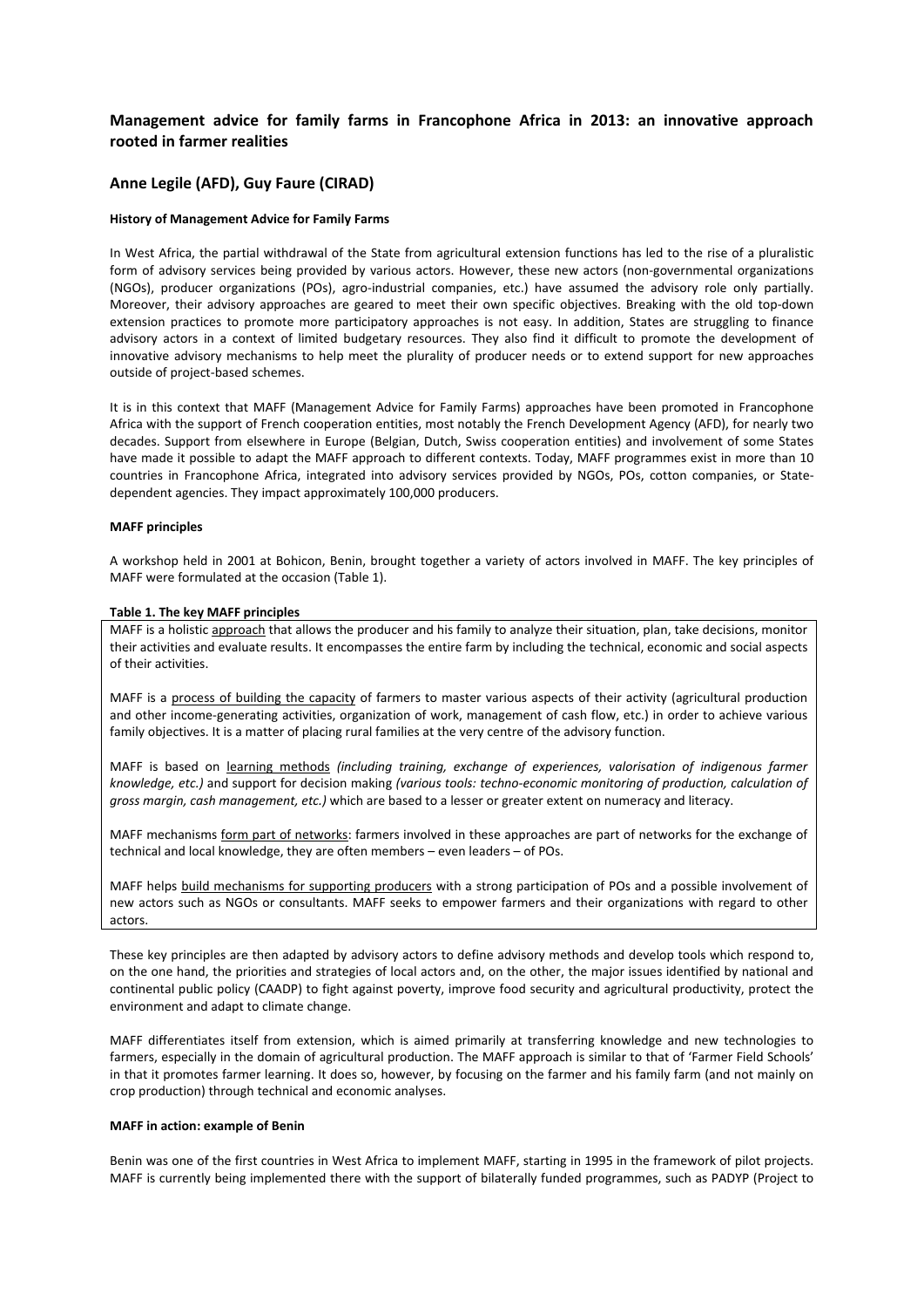# Management advice for family farms in Francophone Africa in 2013: an innovative approach rooted in farmer realities

## Anne Legile (AFD), Guy Faure (CIRAD)

### History of Management Advice for Family Farms

In West Africa, the partial withdrawal of the State from agricultural extension functions has led to the rise of a pluralistic form of advisory services being provided by various actors. However, these new actors (non-governmental organizations (NGOs), producer organizations (POs), agro-industrial companies, etc.) have assumed the advisory role only partially. Moreover, their advisory approaches are geared to meet their own specific objectives. Breaking with the old top-down extension practices to promote more participatory approaches is not easy. In addition, States are struggling to finance advisory actors in a context of limited budgetary resources. They also find it difficult to promote the development of innovative advisory mechanisms to help meet the plurality of producer needs or to extend support for new approaches outside of project-based schemes.

It is in this context that MAFF (Management Advice for Family Farms) approaches have been promoted in Francophone Africa with the support of French cooperation entities, most notably the French Development Agency (AFD), for nearly two decades. Support from elsewhere in Europe (Belgian, Dutch, Swiss cooperation entities) and involvement of some States have made it possible to adapt the MAFF approach to different contexts. Today, MAFF programmes exist in more than 10 countries in Francophone Africa, integrated into advisory services provided by NGOs, POs, cotton companies, or State-dependent agencies. They impact approximately 100,000 producers.

### MAFF principles

A workshop held in 2001 at Bohicon, Benin, brought together a variety of actors involved in MAFF. The key principles of MAFF were formulated at the occasion (Table 1).

**Table 1. The key MAFF principles**

MAFF is a holistic approach that allows the producer and his family to analyze their situation, plan, take decisions, monitor their activities and evaluate results. It encompasses the entire farm by including the technical, economic and social aspects of their activities.

MAFF is a process of building the capacity of farmers to master various aspects of their activity (agricultural production and other income-generating activities, organization of work, management of cash flow, etc.) in order to achieve various family objectives. It is a matter of placing rural families at the very centre of the advisory function.

MAFF is based on learning methods *(including training, exchange of experiences, valorisation of indigenous farmer knowledge, etc.)* and support for decision making *(various tools: techno-economic monitoring of production, calculation of gross margin, cash management, etc.)* which are based to a lesser or greater extent on numeracy and literacy.

MAFF mechanisms form part of networks: farmers involved in these approaches are part of networks for the exchange of technical and local knowledge, they are often members – even leaders – of POs.

MAFF helps build mechanisms for supporting producers with a strong participation of POs and a possible involvement of new actors such as NGOs or consultants. MAFF seeks to empower farmers and their organizations with regard to other actors.

These key principles are then adapted by advisory actors to define advisory methods and develop tools which respond to, on the one hand, the priorities and strategies of local actors and, on the other, the major issues identified by national and continental public policy (CAADP) to fight against poverty, improve food security and agricultural productivity, protect the environment and adapt to climate change.

MAFF differentiates itself from extension, which is aimed primarily at transferring knowledge and new technologies to farmers, especially in the domain of agricultural production. The MAFF approach is similar to that of 'Farmer Field Schools' in that it promotes farmer learning. It does so, however, by focusing on the farmer and his family farm (and not mainly on crop production) through technical and economic analyses.

### MAFF in action: example of Benin

Benin was one of the first countries in West Africa to implement MAFF, starting in 1995 in the framework of pilot projects. MAFF is currently being implemented there with the support of bilaterally funded programmes, such as PADYP (Project to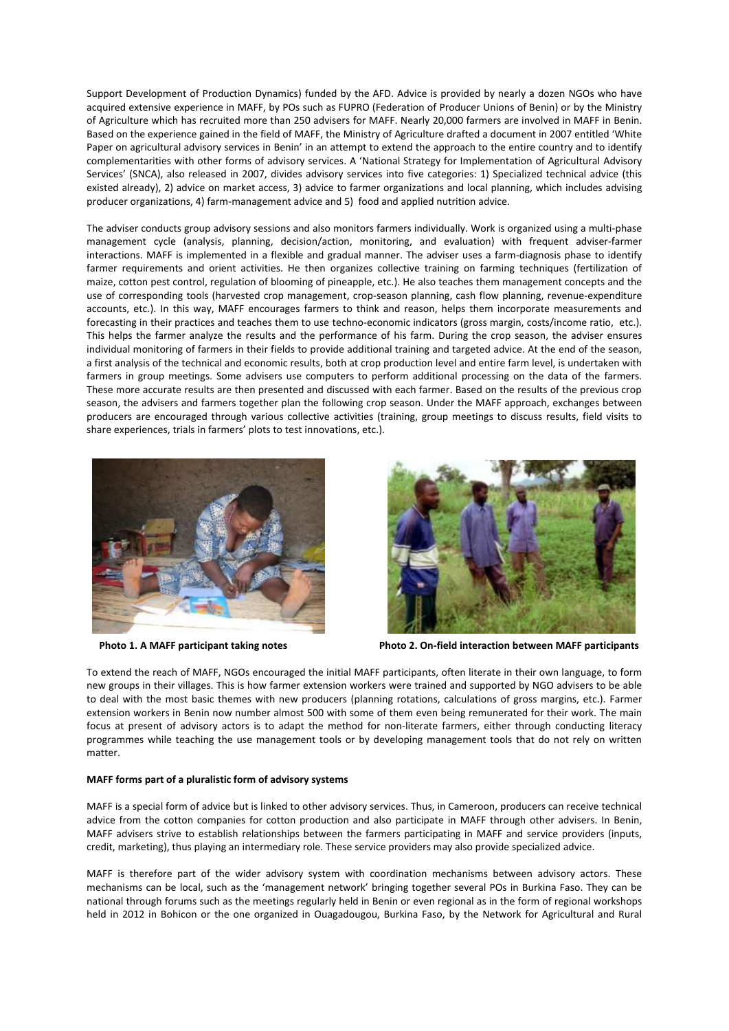Support Development of Production Dynamics) funded by the AFD. Advice is provided by nearly a dozen NGOs who have acquired extensive experience in MAFF, by POs such as FUPRO (Federation of Producer Unions of Benin) or by the Ministry of Agriculture which has recruited more than 250 advisers for MAFF. Nearly 20,000 farmers are involved in MAFF in Benin. Based on the experience gained in the field of MAFF, the Ministry of Agriculture drafted a document in 2007 entitled 'White Paper on agricultural advisory services in Benin' in an attempt to extend the approach to the entire country and to identify complementarities with other forms of advisory services. A 'National Strategy for Implementation of Agricultural Advisory Services' (SNCA), also released in 2007, divides advisory services into five categories: 1) Specialized technical advice (this existed already), 2) advice on market access, 3) advice to farmer organizations and local planning, which includes advising producer organizations, 4) farm-management advice and 5) food and applied nutrition advice.

The adviser conducts group advisory sessions and also monitors farmers individually. Work is organized using a multi-phase management cycle (analysis, planning, decision/action, monitoring, and evaluation) with frequent adviser-farmer interactions. MAFF is implemented in a flexible and gradual manner. The adviser uses a farm-diagnosis phase to identify farmer requirements and orient activities. He then organizes collective training on farming techniques (fertilization of maize, cotton pest control, regulation of blooming of pineapple, etc.). He also teaches them management concepts and the use of corresponding tools (harvested crop management, crop-season planning, cash flow planning, revenue-expenditure accounts, etc.). In this way, MAFF encourages farmers to think and reason, helps them incorporate measurements and forecasting in their practices and teaches them to use techno-economic indicators (gross margin, costs/income ratio, etc.). This helps the farmer analyze the results and the performance of his farm. During the crop season, the adviser ensures individual monitoring of farmers in their fields to provide additional training and targeted advice. At the end of the season, a first analysis of the technical and economic results, both at crop production level and entire farm level, is undertaken with farmers in group meetings. Some advisers use computers to perform additional processing on the data of the farmers. These more accurate results are then presented and discussed with each farmer. Based on the results of the previous crop season, the advisers and farmers together plan the following crop season. Under the MAFF approach, exchanges between producers are encouraged through various collective activities (training, group meetings to discuss results, field visits to share experiences, trials in farmers' plots to test innovations, etc.).

**Photo 1. A MAFF participant taking notes**

**Photo 2. On-field interaction between MAFF participants**

To extend the reach of MAFF, NGOs encouraged the initial MAFF participants, often literate in their own language, to form new groups in their villages. This is how farmer extension workers were trained and supported by NGO advisers to be able to deal with the most basic themes with new producers (planning rotations, calculations of gross margins, etc.). Farmer extension workers in Benin now number almost 500 with some of them even being remunerated for their work. The main focus at present of advisory actors is to adapt the method for non-literate farmers, either through conducting literacy programmes while teaching the use management tools or by developing management tools that do not rely on written matter.

**MAFF forms part of a pluralistic form of advisory systems**

MAFF is a special form of advice but is linked to other advisory services. Thus, in Cameroon, producers can receive technical advice from the cotton companies for cotton production and also participate in MAFF through other advisers. In Benin, MAFF advisers strive to establish relationships between the farmers participating in MAFF and service providers (inputs, credit, marketing), thus playing an intermediary role. These service providers may also provide specialized advice.

MAFF is therefore part of the wider advisory system with coordination mechanisms between advisory actors. These mechanisms can be local, such as the 'management network' bringing together several POs in Burkina Faso. They can be national through forums such as the meetings regularly held in Benin or even regional as in the form of regional workshops held in 2012 in Bohicon or the one organized in Ouagadougou, Burkina Faso, by the Network for Agricultural and Rural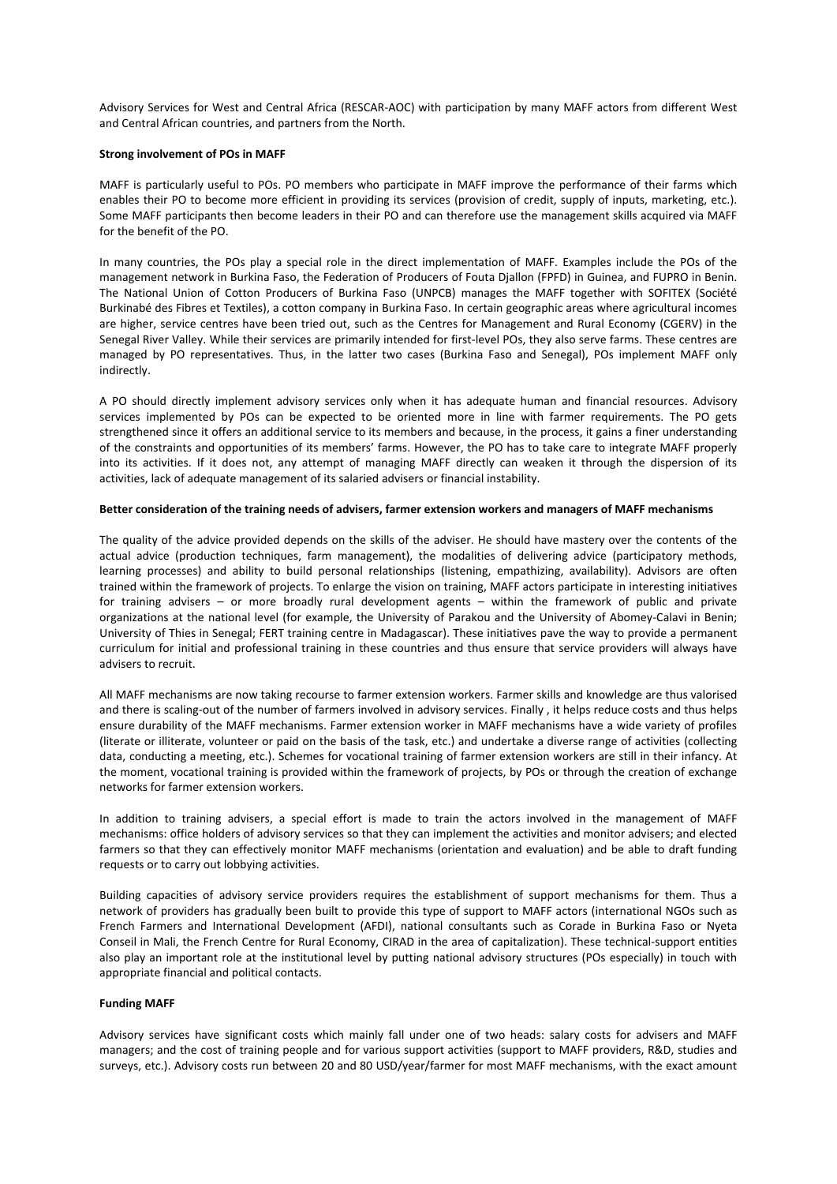Advisory Services for West and Central Africa (RESCAR-AOC) with participation by many MAFF actors from different West and Central African countries, and partners from the North.

**Strong involvement of POs in MAFF**

MAFF is particularly useful to POs. PO members who participate in MAFF improve the performance of their farms which enables their PO to become more efficient in providing its services (provision of credit, supply of inputs, marketing, etc.). Some MAFF participants then become leaders in their PO and can therefore use the management skills acquired via MAFF for the benefit of the PO.

In many countries, the POs play a special role in the direct implementation of MAFF. Examples include the POs of the management network in Burkina Faso, the Federation of Producers of Fouta Djallon (FPFD) in Guinea, and FUPRO in Benin. The National Union of Cotton Producers of Burkina Faso (UNPCB) manages the MAFF together with SOFITEX (Société Burkinabé des Fibres et Textiles), a cotton company in Burkina Faso. In certain geographic areas where agricultural incomes are higher, service centres have been tried out, such as the Centres for Management and Rural Economy (CGERV) in the Senegal River Valley. While their services are primarily intended for first-level POs, they also serve farms. These centres are managed by PO representatives. Thus, in the latter two cases (Burkina Faso and Senegal), POs implement MAFF only indirectly.

A PO should directly implement advisory services only when it has adequate human and financial resources. Advisory services implemented by POs can be expected to be oriented more in line with farmer requirements. The PO gets strengthened since it offers an additional service to its members and because, in the process, it gains a finer understanding of the constraints and opportunities of its members' farms. However, the PO has to take care to integrate MAFF properly into its activities. If it does not, any attempt of managing MAFF directly can weaken it through the dispersion of its activities, lack of adequate management of its salaried advisers or financial instability.

**Better consideration of the training needs of advisers, farmer extension workers and managers of MAFF mechanisms**

The quality of the advice provided depends on the skills of the adviser. He should have mastery over the contents of the actual advice (production techniques, farm management), the modalities of delivering advice (participatory methods, learning processes) and ability to build personal relationships (listening, empathizing, availability). Advisors are often trained within the framework of projects. To enlarge the vision on training, MAFF actors participate in interesting initiatives for training advisers – or more broadly rural development agents – within the framework of public and private organizations at the national level (for example, the University of Parakou and the University of Abomey-Calavi in Benin; University of Thies in Senegal; FERT training centre in Madagascar). These initiatives pave the way to provide a permanent curriculum for initial and professional training in these countries and thus ensure that service providers will always have advisers to recruit.

All MAFF mechanisms are now taking recourse to farmer extension workers. Farmer skills and knowledge are thus valorised and there is scaling-out of the number of farmers involved in advisory services. Finally , it helps reduce costs and thus helps ensure durability of the MAFF mechanisms. Farmer extension worker in MAFF mechanisms have a wide variety of profiles (literate or illiterate, volunteer or paid on the basis of the task, etc.) and undertake a diverse range of activities (collecting data, conducting a meeting, etc.). Schemes for vocational training of farmer extension workers are still in their infancy. At the moment, vocational training is provided within the framework of projects, by POs or through the creation of exchange networks for farmer extension workers.

In addition to training advisers, a special effort is made to train the actors involved in the management of MAFF mechanisms: office holders of advisory services so that they can implement the activities and monitor advisers; and elected farmers so that they can effectively monitor MAFF mechanisms (orientation and evaluation) and be able to draft funding requests or to carry out lobbying activities.

Building capacities of advisory service providers requires the establishment of support mechanisms for them. Thus a network of providers has gradually been built to provide this type of support to MAFF actors (international NGOs such as French Farmers and International Development (AFDI), national consultants such as Corade in Burkina Faso or Nyeta Conseil in Mali, the French Centre for Rural Economy, CIRAD in the area of capitalization). These technical-support entities also play an important role at the institutional level by putting national advisory structures (POs especially) in touch with appropriate financial and political contacts.

**Funding MAFF**

Advisory services have significant costs which mainly fall under one of two heads: salary costs for advisers and MAFF managers; and the cost of training people and for various support activities (support to MAFF providers, R&D, studies and surveys, etc.). Advisory costs run between 20 and 80 USD/year/farmer for most MAFF mechanisms, with the exact amount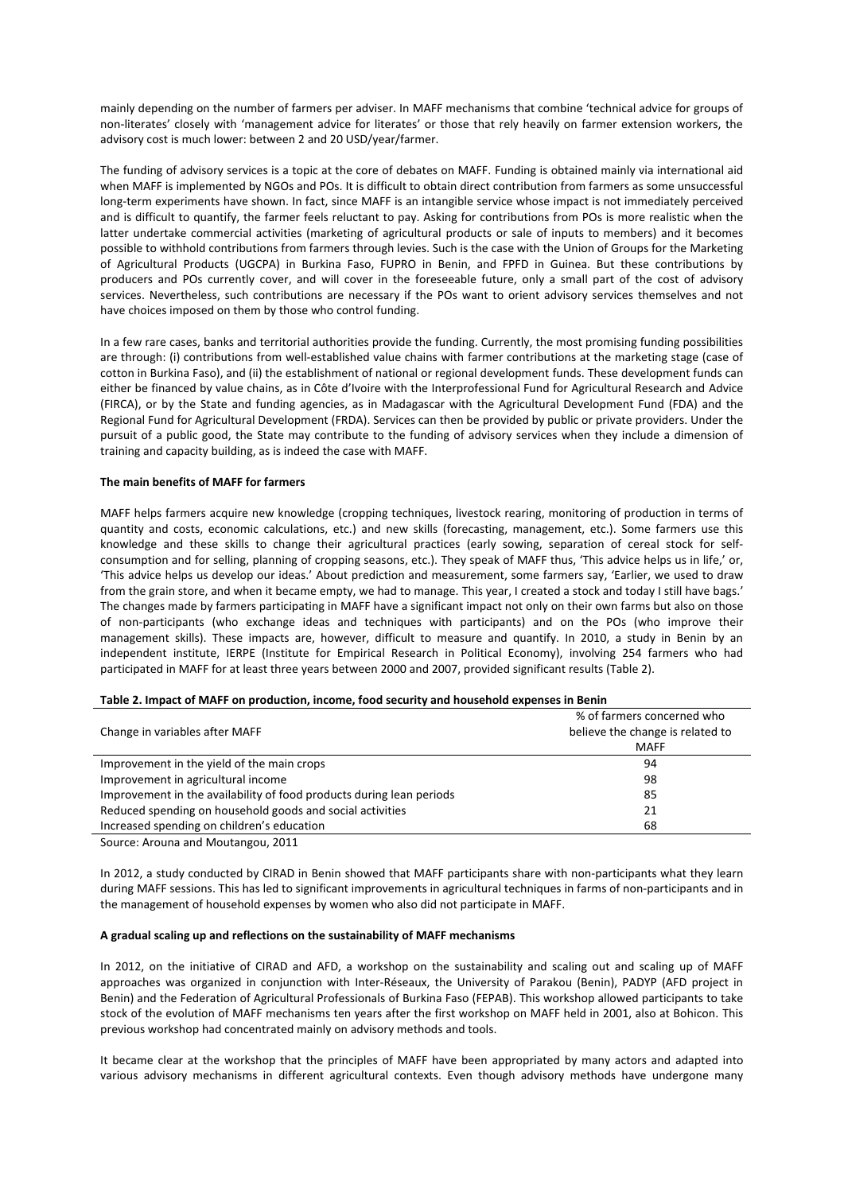mainly depending on the number of farmers per adviser. In MAFF mechanisms that combine 'technical advice for groups of non-literates' closely with 'management advice for literates' or those that rely heavily on farmer extension workers, the advisory cost is much lower: between 2 and 20 USD/year/farmer.

The funding of advisory services is a topic at the core of debates on MAFF. Funding is obtained mainly via international aid when MAFF is implemented by NGOs and POs. It is difficult to obtain direct contribution from farmers as some unsuccessful long-term experiments have shown. In fact, since MAFF is an intangible service whose impact is not immediately perceived and is difficult to quantify, the farmer feels reluctant to pay. Asking for contributions from POs is more realistic when the latter undertake commercial activities (marketing of agricultural products or sale of inputs to members) and it becomes possible to withhold contributions from farmers through levies. Such is the case with the Union of Groups for the Marketing of Agricultural Products (UGCPA) in Burkina Faso, FUPRO in Benin, and FPFD in Guinea. But these contributions by producers and POs currently cover, and will cover in the foreseeable future, only a small part of the cost of advisory services. Nevertheless, such contributions are necessary if the POs want to orient advisory services themselves and not have choices imposed on them by those who control funding.

In a few rare cases, banks and territorial authorities provide the funding. Currently, the most promising funding possibilities are through: (i) contributions from well-established value chains with farmer contributions at the marketing stage (case of cotton in Burkina Faso), and (ii) the establishment of national or regional development funds. These development funds can either be financed by value chains, as in Côte d'Ivoire with the Interprofessional Fund for Agricultural Research and Advice (FIRCA), or by the State and funding agencies, as in Madagascar with the Agricultural Development Fund (FDA) and the Regional Fund for Agricultural Development (FRDA). Services can then be provided by public or private providers. Under the pursuit of a public good, the State may contribute to the funding of advisory services when they include a dimension of training and capacity building, as is indeed the case with MAFF.

**The main benefits of MAFF for farmers**

MAFF helps farmers acquire new knowledge (cropping techniques, livestock rearing, monitoring of production in terms of quantity and costs, economic calculations, etc.) and new skills (forecasting, management, etc.). Some farmers use this knowledge and these skills to change their agricultural practices (early sowing, separation of cereal stock for self-consumption and for selling, planning of cropping seasons, etc.). They speak of MAFF thus, 'This advice helps us in life,' or, 'This advice helps us develop our ideas.' About prediction and measurement, some farmers say, 'Earlier, we used to draw from the grain store, and when it became empty, we had to manage. This year, I created a stock and today I still have bags.' The changes made by farmers participating in MAFF have a significant impact not only on their own farms but also on those of non-participants (who exchange ideas and techniques with participants) and on the POs (who improve their management skills). These impacts are, however, difficult to measure and quantify. In 2010, a study in Benin by an independent institute, IERPE (Institute for Empirical Research in Political Economy), involving 254 farmers who had participated in MAFF for at least three years between 2000 and 2007, provided significant results (Table 2).

**Table 2. Impact of MAFF on production, income, food security and household expenses in Benin**

| Change in variables after MAFF | % of farmers concerned who believe the change is related to MAFF |
|---|---|
| Improvement in the yield of the main crops | 94 |
| Improvement in agricultural income | 98 |
| Improvement in the availability of food products during lean periods | 85 |
| Reduced spending on household goods and social activities | 21 |
| Increased spending on children's education | 68 |

Source: Arouna and Moutangou, 2011

In 2012, a study conducted by CIRAD in Benin showed that MAFF participants share with non-participants what they learn during MAFF sessions. This has led to significant improvements in agricultural techniques in farms of non-participants and in the management of household expenses by women who also did not participate in MAFF.

**A gradual scaling up and reflections on the sustainability of MAFF mechanisms**

In 2012, on the initiative of CIRAD and AFD, a workshop on the sustainability and scaling out and scaling up of MAFF approaches was organized in conjunction with Inter-Réseaux, the University of Parakou (Benin), PADYP (AFD project in Benin) and the Federation of Agricultural Professionals of Burkina Faso (FEPAB). This workshop allowed participants to take stock of the evolution of MAFF mechanisms ten years after the first workshop on MAFF held in 2001, also at Bohicon. This previous workshop had concentrated mainly on advisory methods and tools.

It became clear at the workshop that the principles of MAFF have been appropriated by many actors and adapted into various advisory mechanisms in different agricultural contexts. Even though advisory methods have undergone many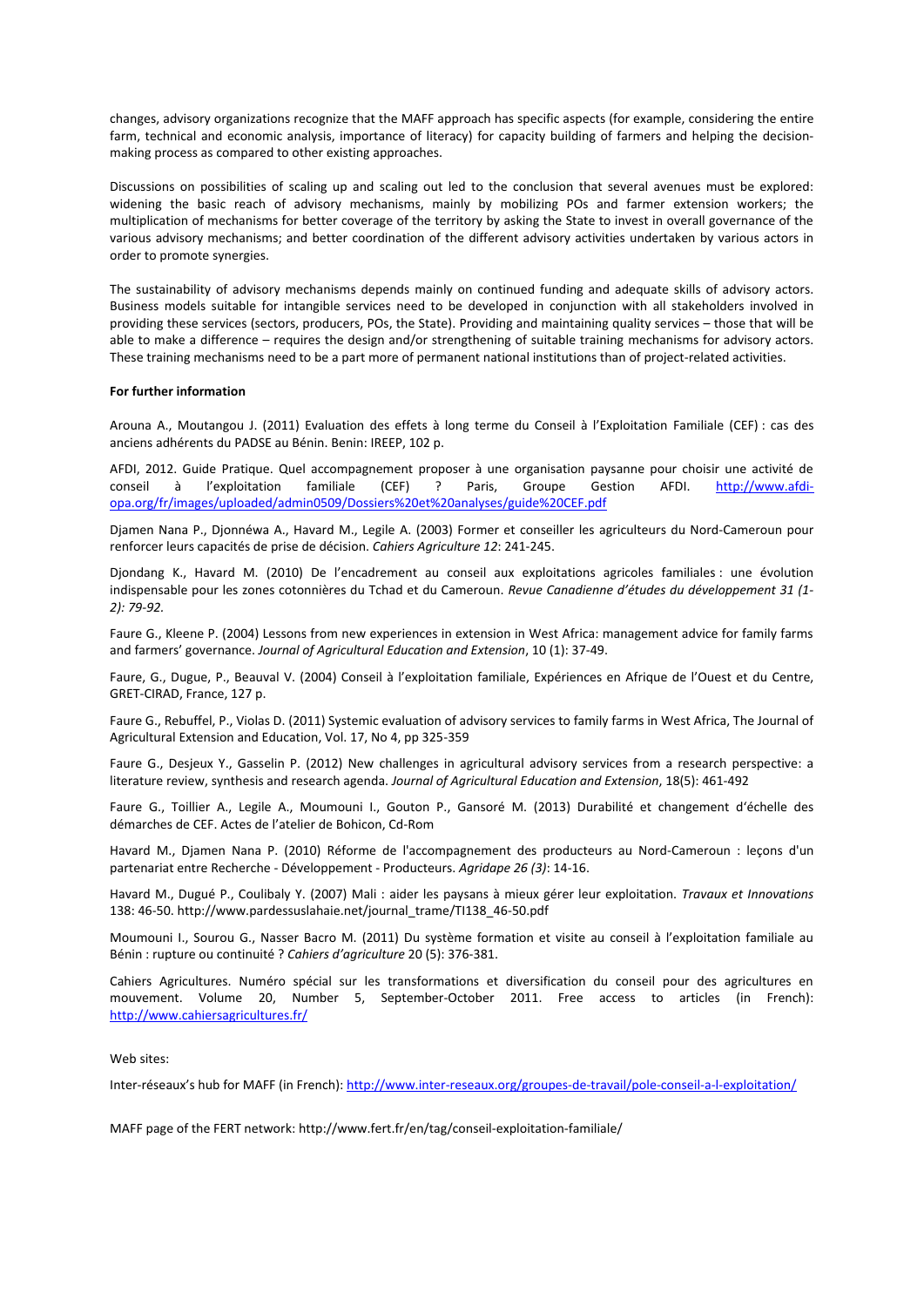changes, advisory organizations recognize that the MAFF approach has specific aspects (for example, considering the entire farm, technical and economic analysis, importance of literacy) for capacity building of farmers and helping the decision-making process as compared to other existing approaches.

Discussions on possibilities of scaling up and scaling out led to the conclusion that several avenues must be explored: widening the basic reach of advisory mechanisms, mainly by mobilizing POs and farmer extension workers; the multiplication of mechanisms for better coverage of the territory by asking the State to invest in overall governance of the various advisory mechanisms; and better coordination of the different advisory activities undertaken by various actors in order to promote synergies.

The sustainability of advisory mechanisms depends mainly on continued funding and adequate skills of advisory actors. Business models suitable for intangible services need to be developed in conjunction with all stakeholders involved in providing these services (sectors, producers, POs, the State). Providing and maintaining quality services – those that will be able to make a difference – requires the design and/or strengthening of suitable training mechanisms for advisory actors. These training mechanisms need to be a part more of permanent national institutions than of project-related activities.

**For further information**

Arouna A., Moutangou J. (2011) Evaluation des effets à long terme du Conseil à l'Exploitation Familiale (CEF) : cas des anciens adhérents du PADSE au Bénin. Benin: IREEP, 102 p.

AFDI, 2012. Guide Pratique. Quel accompagnement proposer à une organisation paysanne pour choisir une activité de conseil à l'exploitation familiale (CEF) ? Paris, Groupe Gestion AFDI. http://www.afdi-opa.org/fr/images/uploaded/admin0509/Dossiers%20et%20analyses/guide%20CEF.pdf

Djamen Nana P., Djonnéwa A., Havard M., Legile A. (2003) Former et conseiller les agriculteurs du Nord-Cameroun pour renforcer leurs capacités de prise de décision. *Cahiers Agriculture 12*: 241-245.

Djondang K., Havard M. (2010) De l'encadrement au conseil aux exploitations agricoles familiales : une évolution indispensable pour les zones cotonnières du Tchad et du Cameroun. *Revue Canadienne d'études du développement 31 (1-2): 79-92.*

Faure G., Kleene P. (2004) Lessons from new experiences in extension in West Africa: management advice for family farms and farmers' governance. *Journal of Agricultural Education and Extension*, 10 (1): 37-49.

Faure, G., Dugue, P., Beauval V. (2004) Conseil à l'exploitation familiale, Expériences en Afrique de l'Ouest et du Centre, GRET-CIRAD, France, 127 p.

Faure G., Rebuffel, P., Violas D. (2011) Systemic evaluation of advisory services to family farms in West Africa, The Journal of Agricultural Extension and Education, Vol. 17, No 4, pp 325-359

Faure G., Desjeux Y., Gasselin P. (2012) New challenges in agricultural advisory services from a research perspective: a literature review, synthesis and research agenda. *Journal of Agricultural Education and Extension*, 18(5): 461-492

Faure G., Toillier A., Legile A., Moumouni I., Gouton P., Gansoré M. (2013) Durabilité et changement d'échelle des démarches de CEF. Actes de l'atelier de Bohicon, Cd-Rom

Havard M., Djamen Nana P. (2010) Réforme de l'accompagnement des producteurs au Nord-Cameroun : leçons d'un partenariat entre Recherche - Développement - Producteurs. *Agridape 26 (3)*: 14-16.

Havard M., Dugué P., Coulibaly Y. (2007) Mali : aider les paysans à mieux gérer leur exploitation. *Travaux et Innovations* 138: 46-50. http://www.pardessuslahaie.net/journal_trame/TI138_46-50.pdf

Moumouni I., Sourou G., Nasser Bacro M. (2011) Du système formation et visite au conseil à l'exploitation familiale au Bénin : rupture ou continuité ? *Cahiers d'agriculture* 20 (5): 376-381.

Cahiers Agricultures. Numéro spécial sur les transformations et diversification du conseil pour des agricultures en mouvement. Volume 20, Number 5, September-October 2011. Free access to articles (in French): http://www.cahiersagricultures.fr/

Web sites:

Inter-réseaux's hub for MAFF (in French): http://www.inter-reseaux.org/groupes-de-travail/pole-conseil-a-l-exploitation/

MAFF page of the FERT network: http://www.fert.fr/en/tag/conseil-exploitation-familiale/